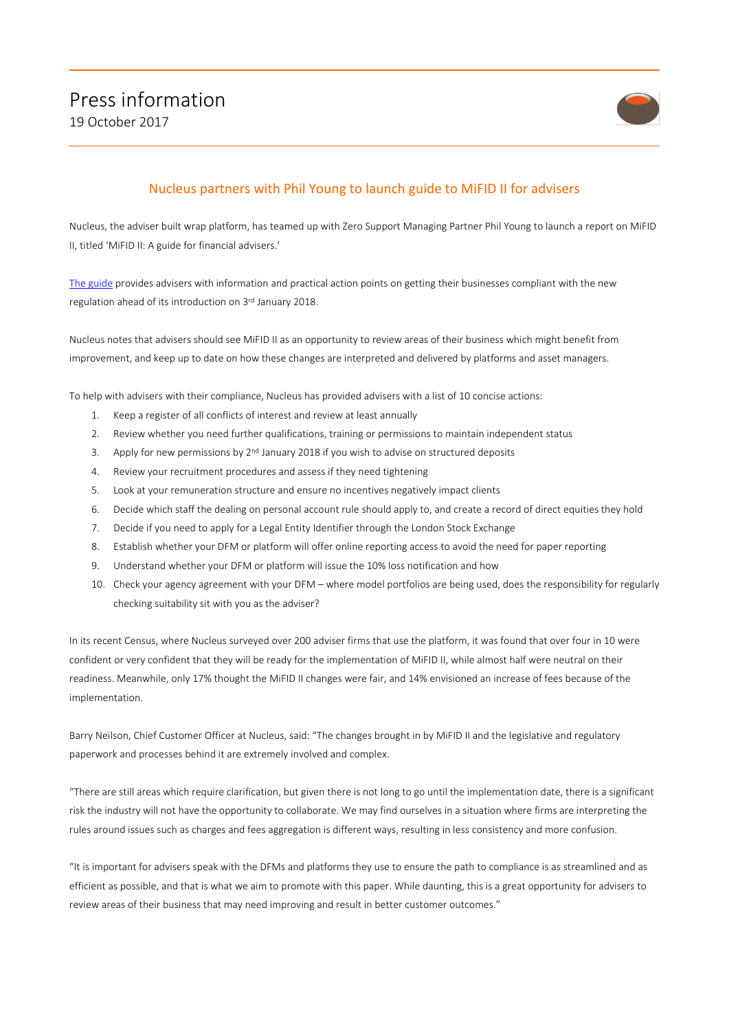# Press information

19 October 2017

## Nucleus partners with Phil Young to launch guide to MiFID II for advisers

Nucleus, the adviser built wrap platform, has teamed up with Zero Support Managing Partner Phil Young to launch a report on MiFID II, titled 'MiFID II: A guide for financial advisers.'

The guide provides advisers with information and practical action points on getting their businesses compliant with the new regulation ahead of its introduction on 3rd January 2018.

Nucleus notes that advisers should see MiFID II as an opportunity to review areas of their business which might benefit from improvement, and keep up to date on how these changes are interpreted and delivered by platforms and asset managers.

To help with advisers with their compliance, Nucleus has provided advisers with a list of 10 concise actions:

1. Keep a register of all conflicts of interest and review at least annually
2. Review whether you need further qualifications, training or permissions to maintain independent status
3. Apply for new permissions by 2nd January 2018 if you wish to advise on structured deposits
4. Review your recruitment procedures and assess if they need tightening
5. Look at your remuneration structure and ensure no incentives negatively impact clients
6. Decide which staff the dealing on personal account rule should apply to, and create a record of direct equities they hold
7. Decide if you need to apply for a Legal Entity Identifier through the London Stock Exchange
8. Establish whether your DFM or platform will offer online reporting access to avoid the need for paper reporting
9. Understand whether your DFM or platform will issue the 10% loss notification and how
10. Check your agency agreement with your DFM – where model portfolios are being used, does the responsibility for regularly checking suitability sit with you as the adviser?

In its recent Census, where Nucleus surveyed over 200 adviser firms that use the platform, it was found that over four in 10 were confident or very confident that they will be ready for the implementation of MiFID II, while almost half were neutral on their readiness. Meanwhile, only 17% thought the MiFID II changes were fair, and 14% envisioned an increase of fees because of the implementation.

Barry Neilson, Chief Customer Officer at Nucleus, said: "The changes brought in by MiFID II and the legislative and regulatory paperwork and processes behind it are extremely involved and complex.

"There are still areas which require clarification, but given there is not long to go until the implementation date, there is a significant risk the industry will not have the opportunity to collaborate. We may find ourselves in a situation where firms are interpreting the rules around issues such as charges and fees aggregation is different ways, resulting in less consistency and more confusion.

"It is important for advisers speak with the DFMs and platforms they use to ensure the path to compliance is as streamlined and as efficient as possible, and that is what we aim to promote with this paper. While daunting, this is a great opportunity for advisers to review areas of their business that may need improving and result in better customer outcomes."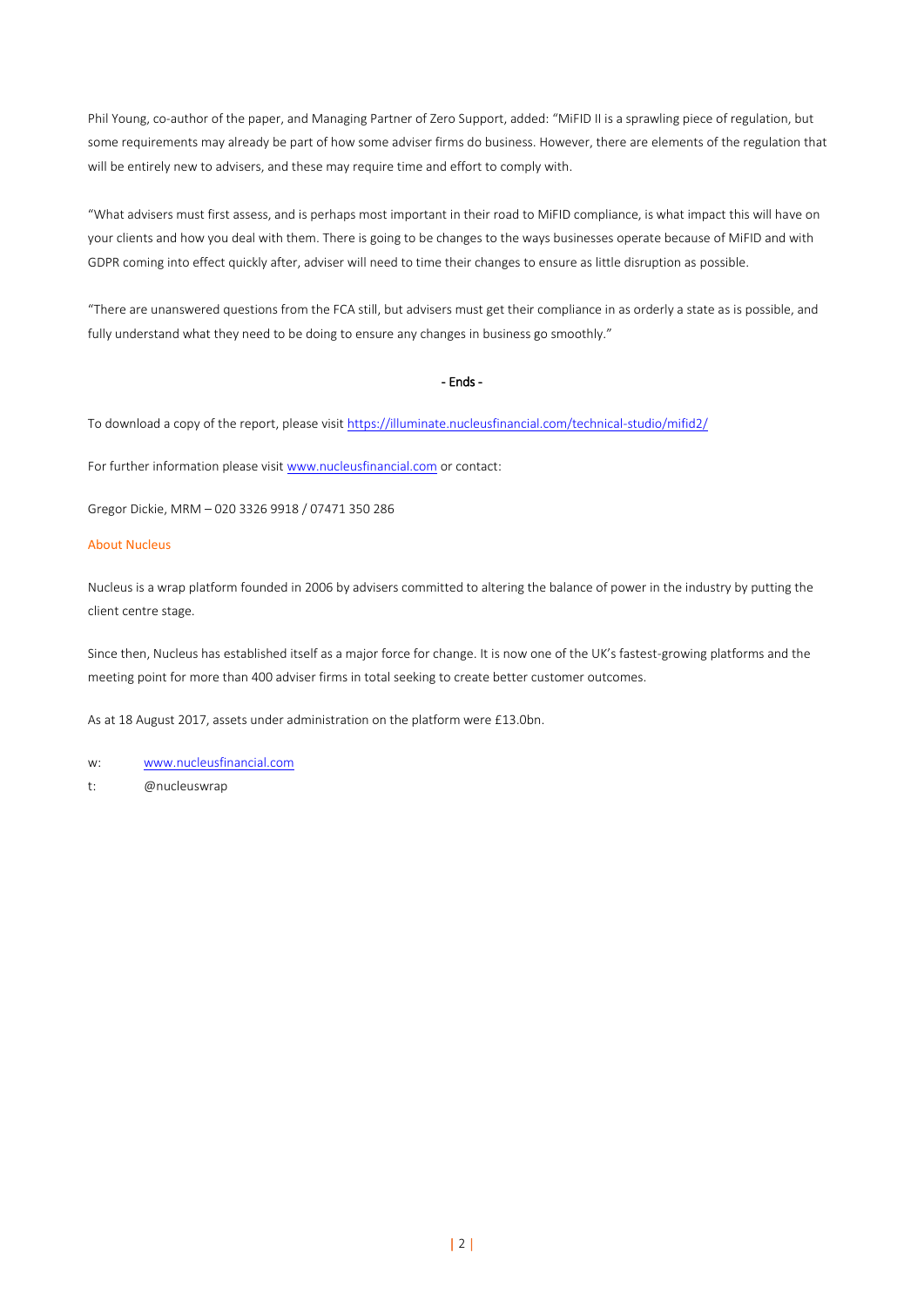Phil Young, co-author of the paper, and Managing Partner of Zero Support, added: "MiFID II is a sprawling piece of regulation, but some requirements may already be part of how some adviser firms do business. However, there are elements of the regulation that will be entirely new to advisers, and these may require time and effort to comply with.

"What advisers must first assess, and is perhaps most important in their road to MiFID compliance, is what impact this will have on your clients and how you deal with them. There is going to be changes to the ways businesses operate because of MiFID and with GDPR coming into effect quickly after, adviser will need to time their changes to ensure as little disruption as possible.

"There are unanswered questions from the FCA still, but advisers must get their compliance in as orderly a state as is possible, and fully understand what they need to be doing to ensure any changes in business go smoothly."

- Ends -

To download a copy of the report, please visit https://illuminate.nucleusfinancial.com/technical-studio/mifid2/

For further information please visit www.nucleusfinancial.com or contact:

Gregor Dickie, MRM – 020 3326 9918 / 07471 350 286

## About Nucleus

Nucleus is a wrap platform founded in 2006 by advisers committed to altering the balance of power in the industry by putting the client centre stage.

Since then, Nucleus has established itself as a major force for change. It is now one of the UK's fastest-growing platforms and the meeting point for more than 400 adviser firms in total seeking to create better customer outcomes.

As at 18 August 2017, assets under administration on the platform were £13.0bn.

w: www.nucleusfinancial.com

t: @nucleuswrap